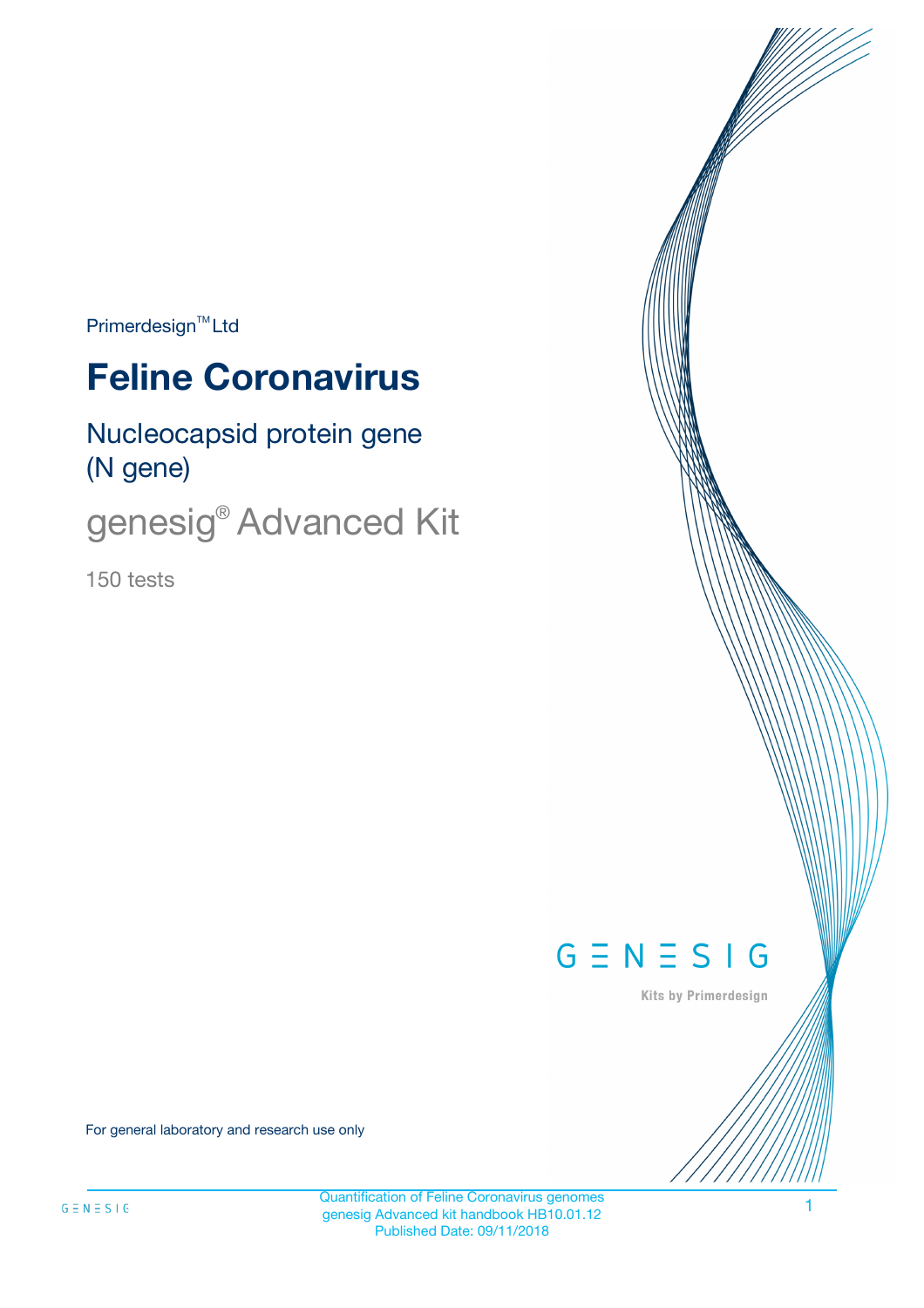Primerdesign™ Ltd

# Feline Coronavirus

## Nucleocapsid protein gene (N gene)

## genesig® Advanced Kit

150 tests

For general laboratory and research use only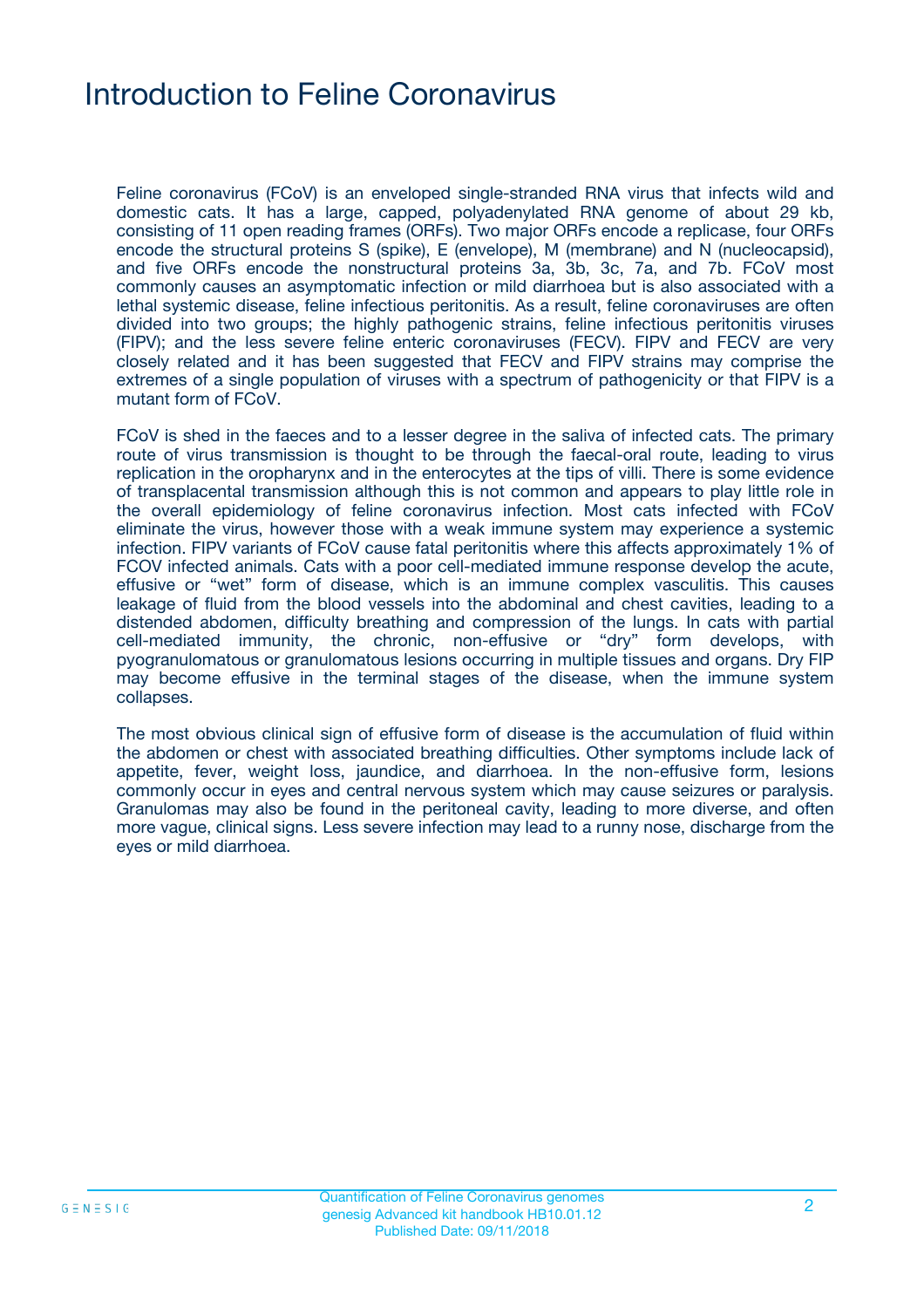# Introduction to Feline Coronavirus

Feline coronavirus (FCoV) is an enveloped single-stranded RNA virus that infects wild and domestic cats. It has a large, capped, polyadenylated RNA genome of about 29 kb, consisting of 11 open reading frames (ORFs). Two major ORFs encode a replicase, four ORFs encode the structural proteins S (spike), E (envelope), M (membrane) and N (nucleocapsid), and five ORFs encode the nonstructural proteins 3a, 3b, 3c, 7a, and 7b. FCoV most commonly causes an asymptomatic infection or mild diarrhoea but is also associated with a lethal systemic disease, feline infectious peritonitis. As a result, feline coronaviruses are often divided into two groups; the highly pathogenic strains, feline infectious peritonitis viruses (FIPV); and the less severe feline enteric coronaviruses (FECV). FIPV and FECV are very closely related and it has been suggested that FECV and FIPV strains may comprise the extremes of a single population of viruses with a spectrum of pathogenicity or that FIPV is a mutant form of FCoV.

FCoV is shed in the faeces and to a lesser degree in the saliva of infected cats. The primary route of virus transmission is thought to be through the faecal-oral route, leading to virus replication in the oropharynx and in the enterocytes at the tips of villi. There is some evidence of transplacental transmission although this is not common and appears to play little role in the overall epidemiology of feline coronavirus infection. Most cats infected with FCoV eliminate the virus, however those with a weak immune system may experience a systemic infection. FIPV variants of FCoV cause fatal peritonitis where this affects approximately 1% of FCOV infected animals. Cats with a poor cell-mediated immune response develop the acute, effusive or "wet" form of disease, which is an immune complex vasculitis. This causes leakage of fluid from the blood vessels into the abdominal and chest cavities, leading to a distended abdomen, difficulty breathing and compression of the lungs. In cats with partial cell-mediated immunity, the chronic, non-effusive or "dry" form develops, with pyogranulomatous or granulomatous lesions occurring in multiple tissues and organs. Dry FIP may become effusive in the terminal stages of the disease, when the immune system collapses.

The most obvious clinical sign of effusive form of disease is the accumulation of fluid within the abdomen or chest with associated breathing difficulties. Other symptoms include lack of appetite, fever, weight loss, jaundice, and diarrhoea. In the non-effusive form, lesions commonly occur in eyes and central nervous system which may cause seizures or paralysis. Granulomas may also be found in the peritoneal cavity, leading to more diverse, and often more vague, clinical signs. Less severe infection may lead to a runny nose, discharge from the eyes or mild diarrhoea.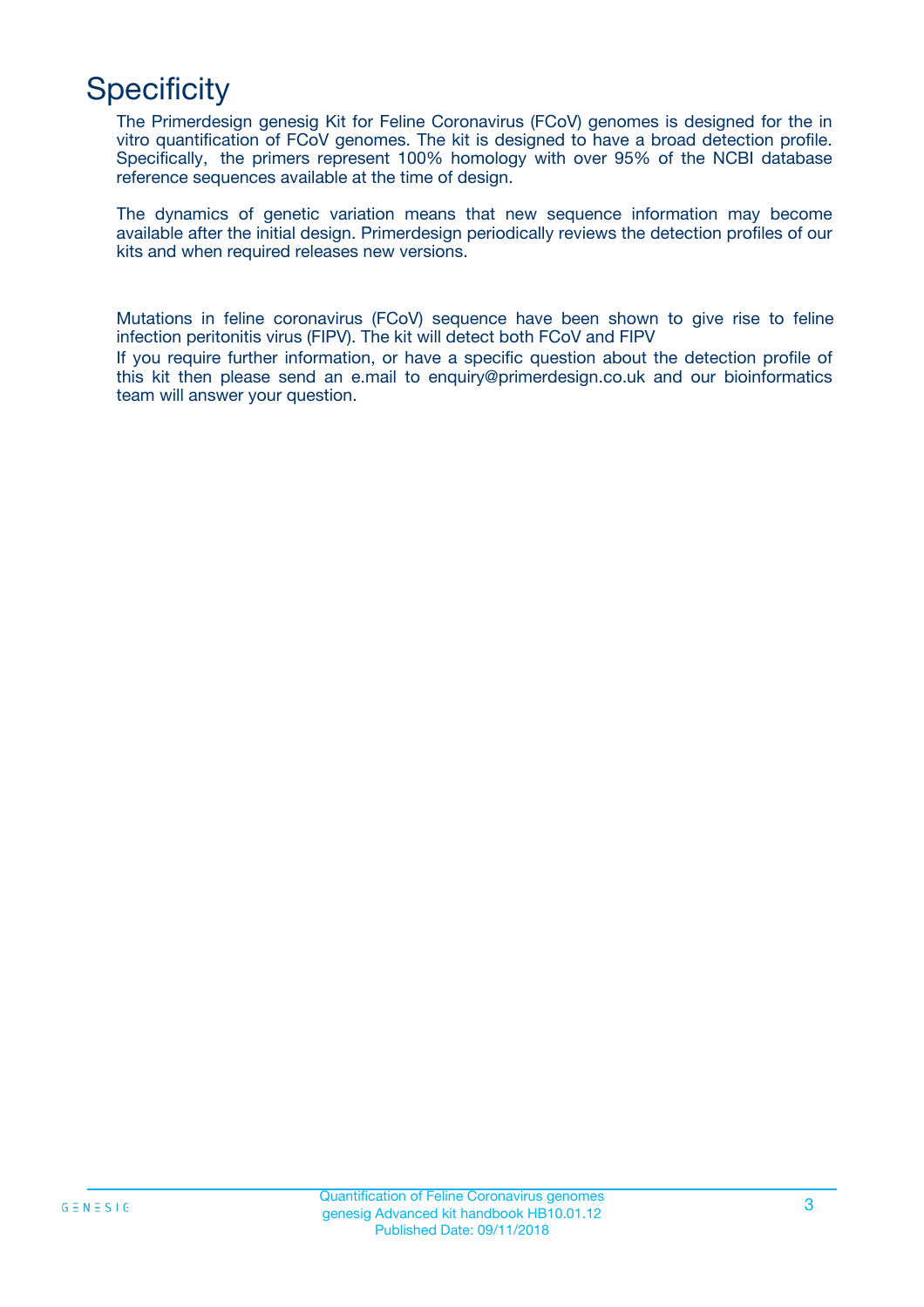# Specificity

The Primerdesign genesig Kit for Feline Coronavirus (FCoV) genomes is designed for the in vitro quantification of FCoV genomes. The kit is designed to have a broad detection profile. Specifically, the primers represent 100% homology with over 95% of the NCBI database reference sequences available at the time of design.

The dynamics of genetic variation means that new sequence information may become available after the initial design. Primerdesign periodically reviews the detection profiles of our kits and when required releases new versions.

Mutations in feline coronavirus (FCoV) sequence have been shown to give rise to feline infection peritonitis virus (FIPV). The kit will detect both FCoV and FIPV
If you require further information, or have a specific question about the detection profile of this kit then please send an e.mail to enquiry@primerdesign.co.uk and our bioinformatics team will answer your question.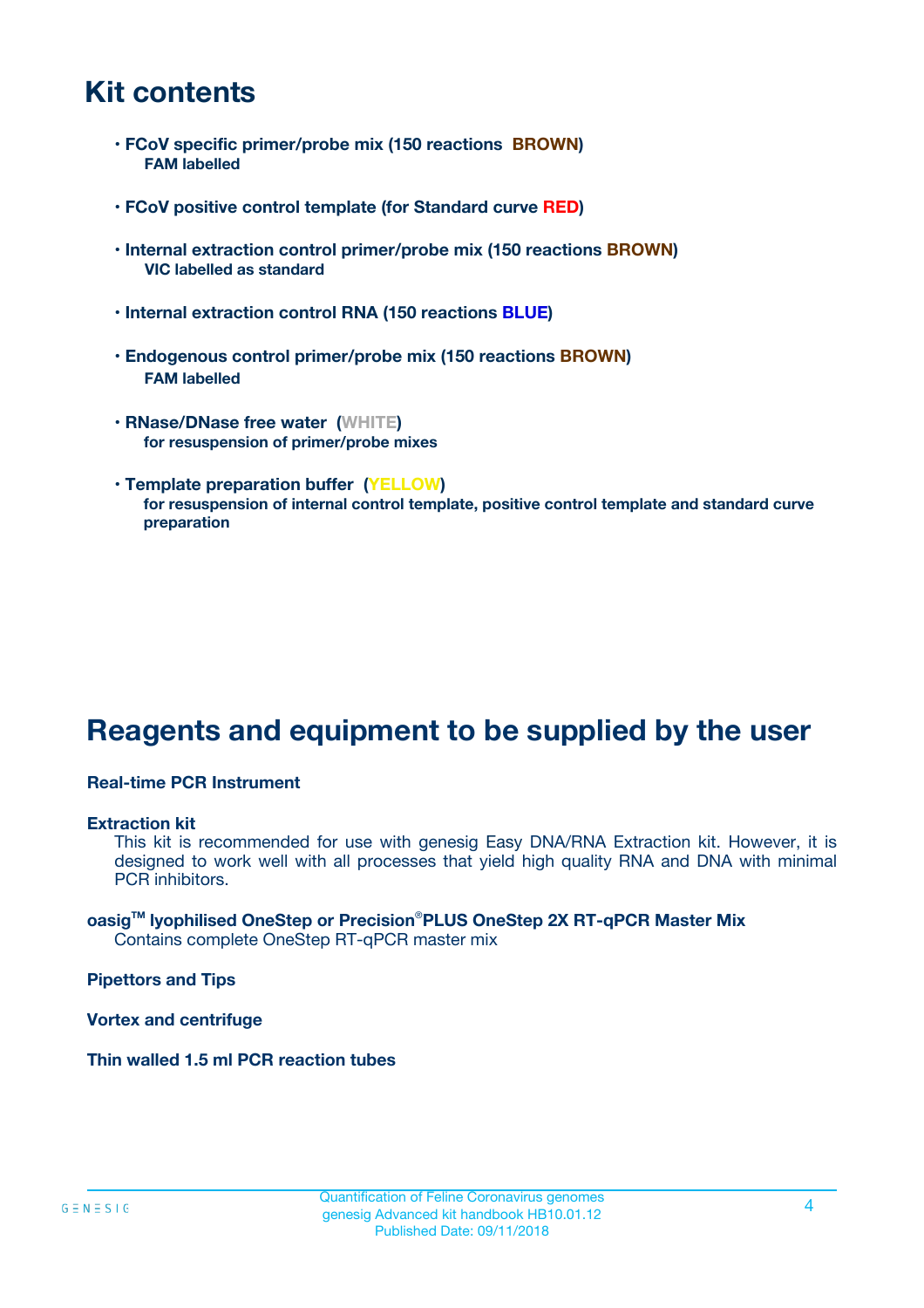# Kit contents

- **FCoV specific primer/probe mix (150 reactions BROWN)**
  **FAM labelled**
- **FCoV positive control template (for Standard curve RED)**
- **Internal extraction control primer/probe mix (150 reactions BROWN)**
  **VIC labelled as standard**
- **Internal extraction control RNA (150 reactions BLUE)**
- **Endogenous control primer/probe mix (150 reactions BROWN)**
  **FAM labelled**
- **RNase/DNase free water (WHITE)**
  **for resuspension of primer/probe mixes**
- **Template preparation buffer (YELLOW)**
  **for resuspension of internal control template, positive control template and standard curve preparation**

# Reagents and equipment to be supplied by the user

**Real-time PCR Instrument**

**Extraction kit**
This kit is recommended for use with genesig Easy DNA/RNA Extraction kit. However, it is designed to work well with all processes that yield high quality RNA and DNA with minimal PCR inhibitors.

**oasig™ lyophilised OneStep or Precision®PLUS OneStep 2X RT-qPCR Master Mix**
Contains complete OneStep RT-qPCR master mix

**Pipettors and Tips**

**Vortex and centrifuge**

**Thin walled 1.5 ml PCR reaction tubes**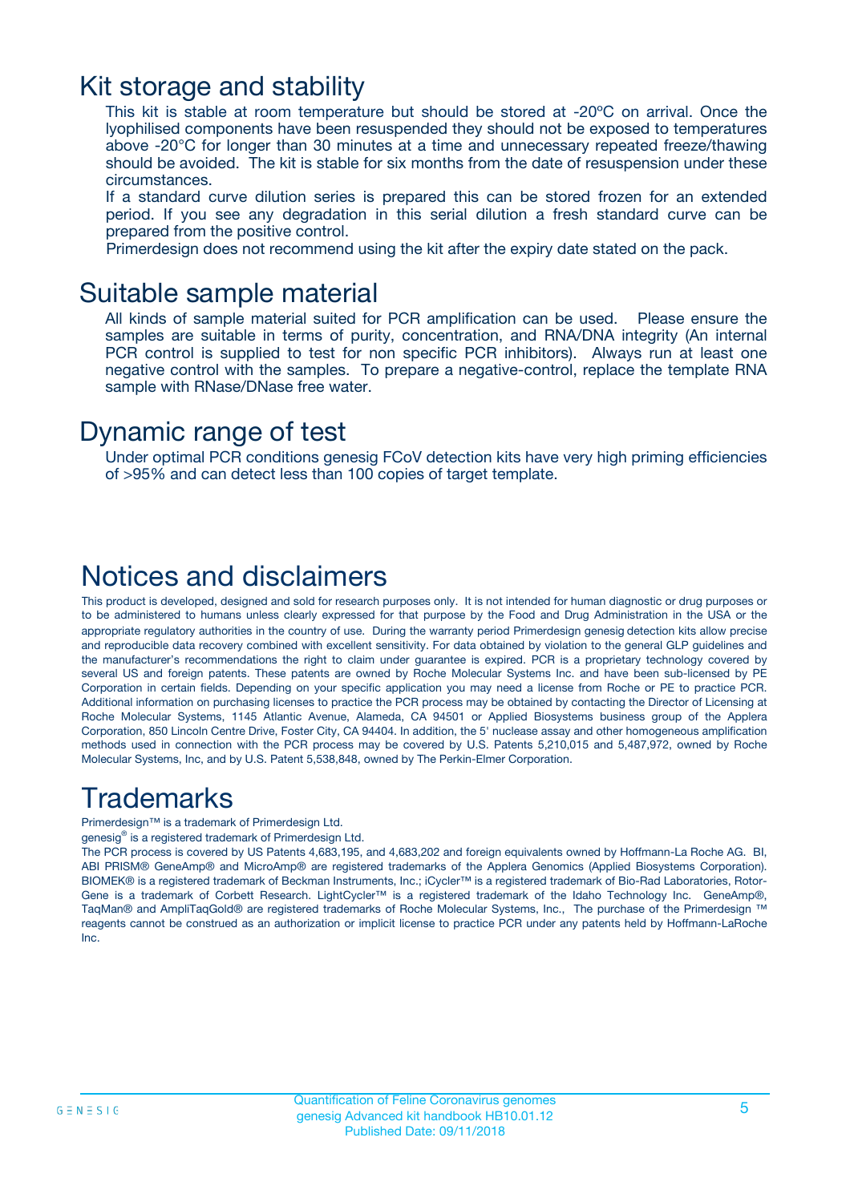## Kit storage and stability

This kit is stable at room temperature but should be stored at -20ºC on arrival. Once the lyophilised components have been resuspended they should not be exposed to temperatures above -20°C for longer than 30 minutes at a time and unnecessary repeated freeze/thawing should be avoided. The kit is stable for six months from the date of resuspension under these circumstances.

If a standard curve dilution series is prepared this can be stored frozen for an extended period. If you see any degradation in this serial dilution a fresh standard curve can be prepared from the positive control.

Primerdesign does not recommend using the kit after the expiry date stated on the pack.

## Suitable sample material

All kinds of sample material suited for PCR amplification can be used. Please ensure the samples are suitable in terms of purity, concentration, and RNA/DNA integrity (An internal PCR control is supplied to test for non specific PCR inhibitors). Always run at least one negative control with the samples. To prepare a negative-control, replace the template RNA sample with RNase/DNase free water.

## Dynamic range of test

Under optimal PCR conditions genesig FCoV detection kits have very high priming efficiencies of >95% and can detect less than 100 copies of target template.

## Notices and disclaimers

This product is developed, designed and sold for research purposes only. It is not intended for human diagnostic or drug purposes or to be administered to humans unless clearly expressed for that purpose by the Food and Drug Administration in the USA or the appropriate regulatory authorities in the country of use. During the warranty period Primerdesign genesig detection kits allow precise and reproducible data recovery combined with excellent sensitivity. For data obtained by violation to the general GLP guidelines and the manufacturer's recommendations the right to claim under guarantee is expired. PCR is a proprietary technology covered by several US and foreign patents. These patents are owned by Roche Molecular Systems Inc. and have been sub-licensed by PE Corporation in certain fields. Depending on your specific application you may need a license from Roche or PE to practice PCR. Additional information on purchasing licenses to practice the PCR process may be obtained by contacting the Director of Licensing at Roche Molecular Systems, 1145 Atlantic Avenue, Alameda, CA 94501 or Applied Biosystems business group of the Applera Corporation, 850 Lincoln Centre Drive, Foster City, CA 94404. In addition, the 5' nuclease assay and other homogeneous amplification methods used in connection with the PCR process may be covered by U.S. Patents 5,210,015 and 5,487,972, owned by Roche Molecular Systems, Inc, and by U.S. Patent 5,538,848, owned by The Perkin-Elmer Corporation.

## Trademarks

Primerdesign™ is a trademark of Primerdesign Ltd.

genesig® is a registered trademark of Primerdesign Ltd.

The PCR process is covered by US Patents 4,683,195, and 4,683,202 and foreign equivalents owned by Hoffmann-La Roche AG. BI, ABI PRISM® GeneAmp® and MicroAmp® are registered trademarks of the Applera Genomics (Applied Biosystems Corporation). BIOMEK® is a registered trademark of Beckman Instruments, Inc.; iCycler™ is a registered trademark of Bio-Rad Laboratories, Rotor-Gene is a trademark of Corbett Research. LightCycler™ is a registered trademark of the Idaho Technology Inc. GeneAmp®, TaqMan® and AmpliTaqGold® are registered trademarks of Roche Molecular Systems, Inc., The purchase of the Primerdesign ™ reagents cannot be construed as an authorization or implicit license to practice PCR under any patents held by Hoffmann-LaRoche Inc.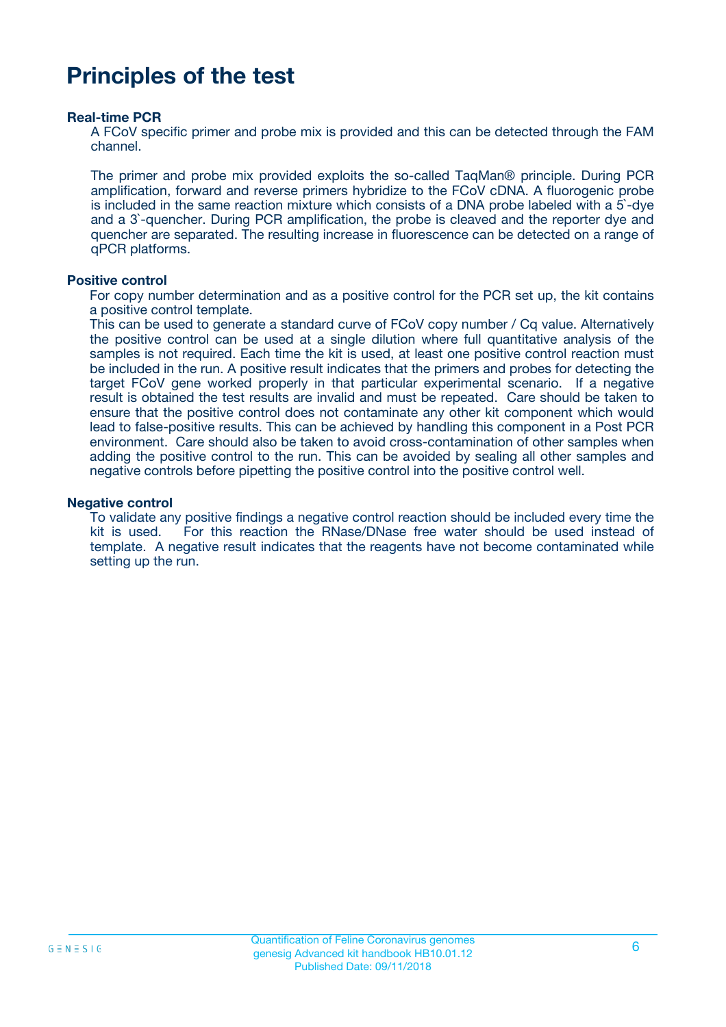# Principles of the test

### Real-time PCR

A FCoV specific primer and probe mix is provided and this can be detected through the FAM channel.

The primer and probe mix provided exploits the so-called TaqMan® principle. During PCR amplification, forward and reverse primers hybridize to the FCoV cDNA. A fluorogenic probe is included in the same reaction mixture which consists of a DNA probe labeled with a 5`-dye and a 3`-quencher. During PCR amplification, the probe is cleaved and the reporter dye and quencher are separated. The resulting increase in fluorescence can be detected on a range of qPCR platforms.

### Positive control

For copy number determination and as a positive control for the PCR set up, the kit contains a positive control template.
This can be used to generate a standard curve of FCoV copy number / Cq value. Alternatively the positive control can be used at a single dilution where full quantitative analysis of the samples is not required. Each time the kit is used, at least one positive control reaction must be included in the run. A positive result indicates that the primers and probes for detecting the target FCoV gene worked properly in that particular experimental scenario. If a negative result is obtained the test results are invalid and must be repeated. Care should be taken to ensure that the positive control does not contaminate any other kit component which would lead to false-positive results. This can be achieved by handling this component in a Post PCR environment. Care should also be taken to avoid cross-contamination of other samples when adding the positive control to the run. This can be avoided by sealing all other samples and negative controls before pipetting the positive control into the positive control well.

### Negative control

To validate any positive findings a negative control reaction should be included every time the kit is used. For this reaction the RNase/DNase free water should be used instead of template. A negative result indicates that the reagents have not become contaminated while setting up the run.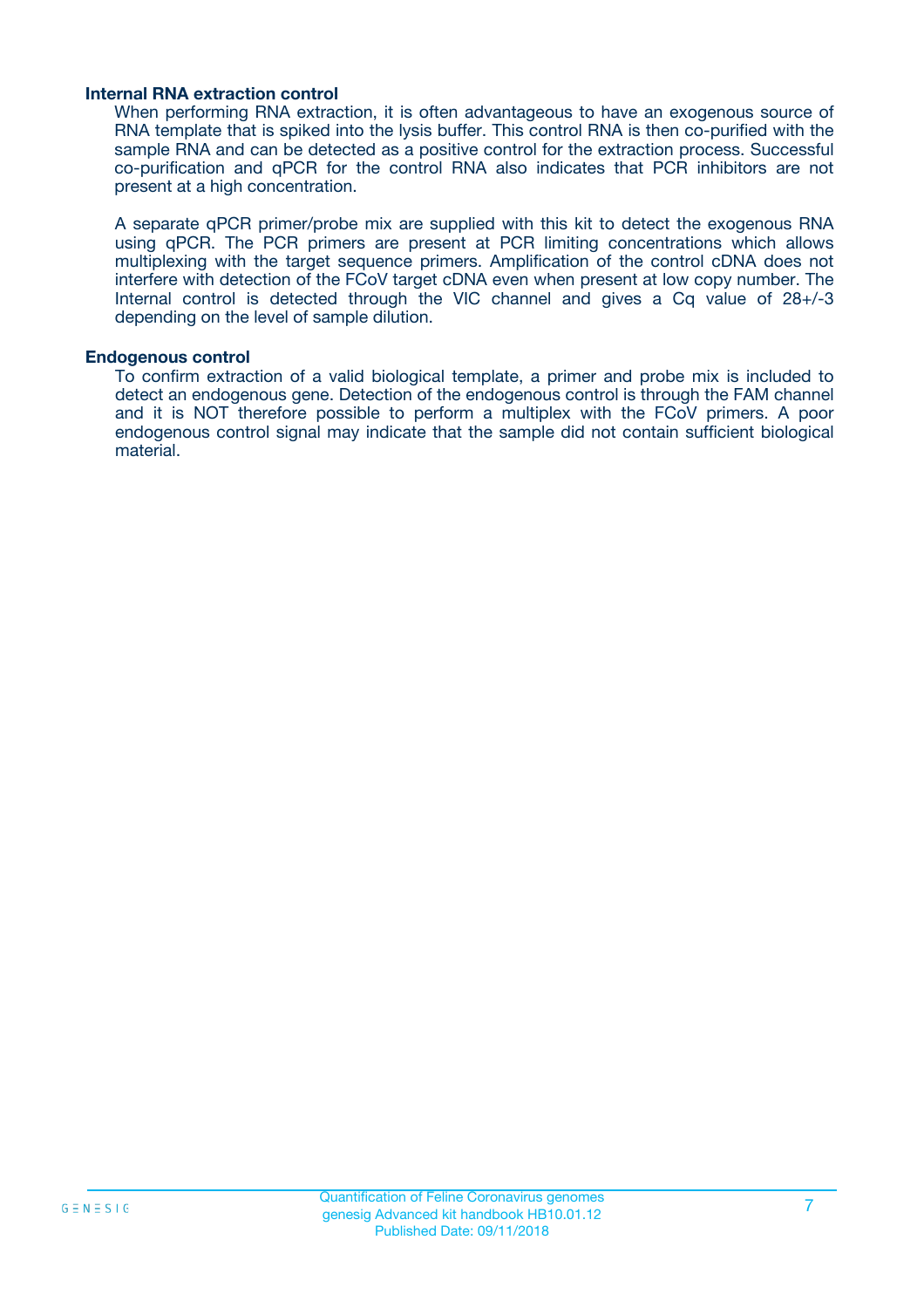### Internal RNA extraction control

When performing RNA extraction, it is often advantageous to have an exogenous source of RNA template that is spiked into the lysis buffer. This control RNA is then co-purified with the sample RNA and can be detected as a positive control for the extraction process. Successful co-purification and qPCR for the control RNA also indicates that PCR inhibitors are not present at a high concentration.

A separate qPCR primer/probe mix are supplied with this kit to detect the exogenous RNA using qPCR. The PCR primers are present at PCR limiting concentrations which allows multiplexing with the target sequence primers. Amplification of the control cDNA does not interfere with detection of the FCoV target cDNA even when present at low copy number. The Internal control is detected through the VIC channel and gives a Cq value of 28+/-3 depending on the level of sample dilution.

### Endogenous control

To confirm extraction of a valid biological template, a primer and probe mix is included to detect an endogenous gene. Detection of the endogenous control is through the FAM channel and it is NOT therefore possible to perform a multiplex with the FCoV primers. A poor endogenous control signal may indicate that the sample did not contain sufficient biological material.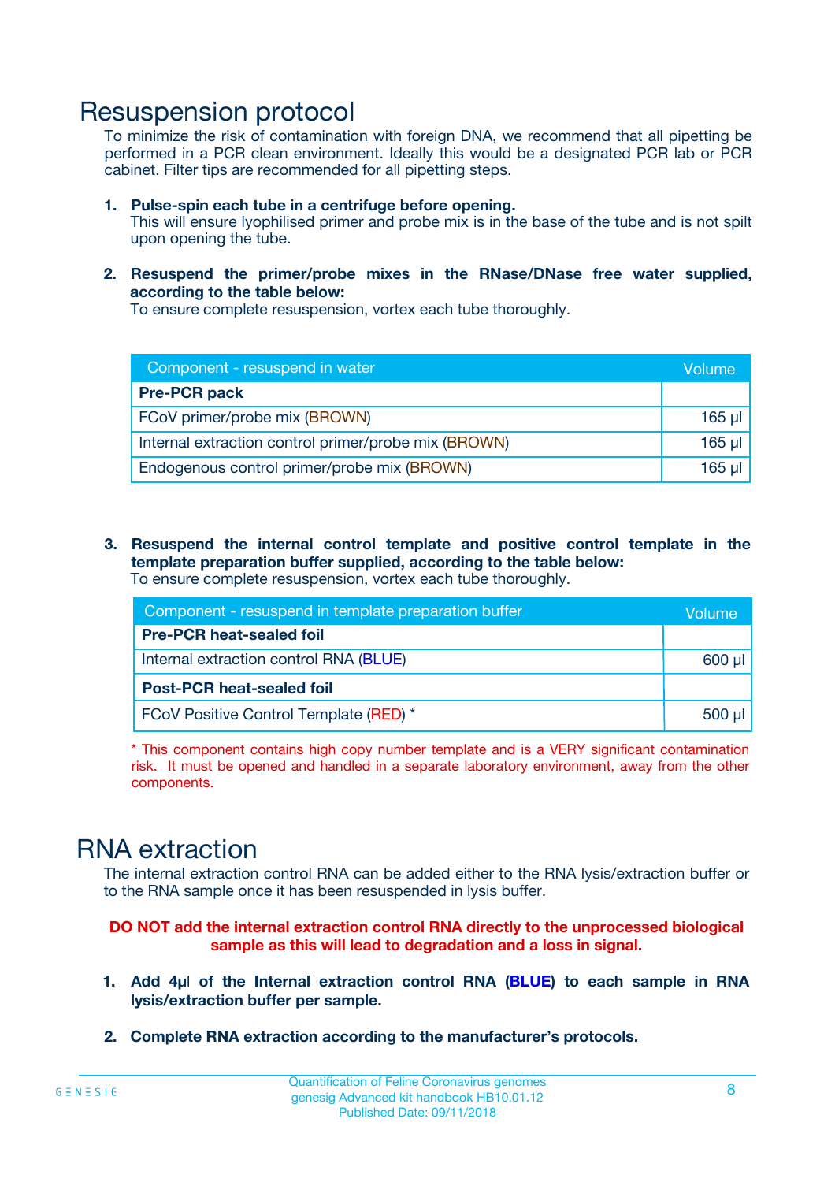# Resuspension protocol

To minimize the risk of contamination with foreign DNA, we recommend that all pipetting be performed in a PCR clean environment. Ideally this would be a designated PCR lab or PCR cabinet. Filter tips are recommended for all pipetting steps.

1. **Pulse-spin each tube in a centrifuge before opening.**
   This will ensure lyophilised primer and probe mix is in the base of the tube and is not spilt upon opening the tube.

2. **Resuspend the primer/probe mixes in the RNase/DNase free water supplied, according to the table below:**
   To ensure complete resuspension, vortex each tube thoroughly.

| Component - resuspend in water | Volume |
|---|---|
| **Pre-PCR pack** | |
| FCoV primer/probe mix (BROWN) | 165 µl |
| Internal extraction control primer/probe mix (BROWN) | 165 µl |
| Endogenous control primer/probe mix (BROWN) | 165 µl |

3. **Resuspend the internal control template and positive control template in the template preparation buffer supplied, according to the table below:**
   To ensure complete resuspension, vortex each tube thoroughly.

| Component - resuspend in template preparation buffer | Volume |
|---|---|
| **Pre-PCR heat-sealed foil** | |
| Internal extraction control RNA (BLUE) | 600 µl |
| **Post-PCR heat-sealed foil** | |
| FCoV Positive Control Template (RED) * | 500 µl |

\* This component contains high copy number template and is a VERY significant contamination risk. It must be opened and handled in a separate laboratory environment, away from the other components.

# RNA extraction

The internal extraction control RNA can be added either to the RNA lysis/extraction buffer or to the RNA sample once it has been resuspended in lysis buffer.

**DO NOT add the internal extraction control RNA directly to the unprocessed biological sample as this will lead to degradation and a loss in signal.**

1. **Add 4µl of the Internal extraction control RNA (BLUE) to each sample in RNA lysis/extraction buffer per sample.**

2. **Complete RNA extraction according to the manufacturer's protocols.**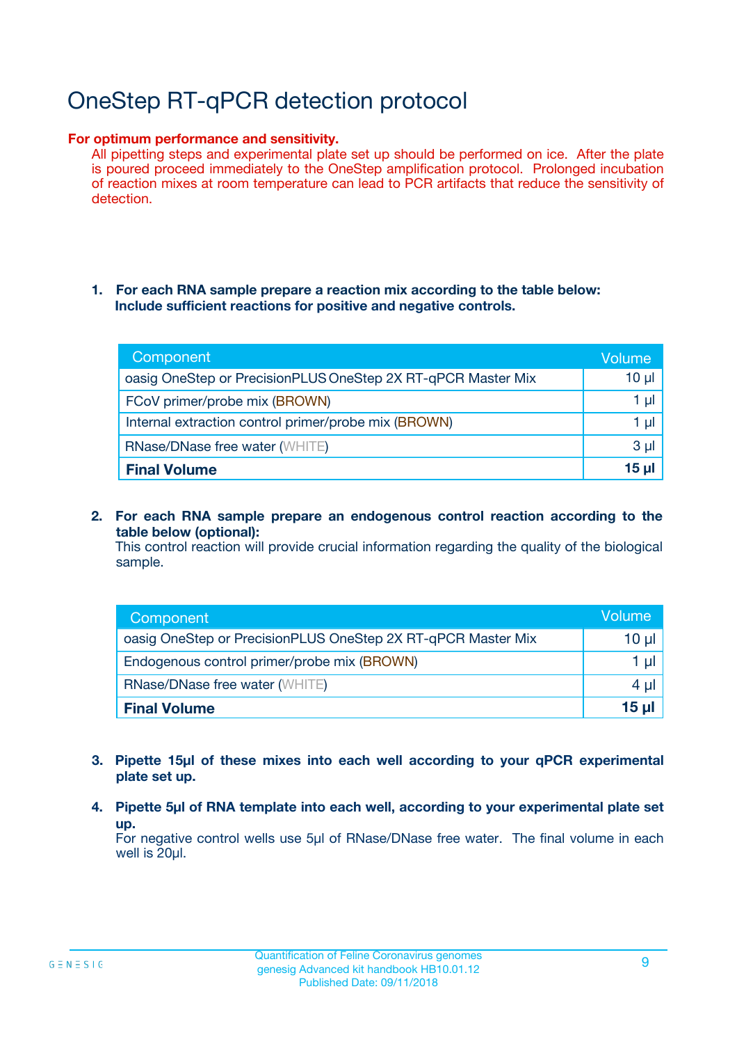# OneStep RT-qPCR detection protocol

**For optimum performance and sensitivity.**

All pipetting steps and experimental plate set up should be performed on ice. After the plate is poured proceed immediately to the OneStep amplification protocol. Prolonged incubation of reaction mixes at room temperature can lead to PCR artifacts that reduce the sensitivity of detection.

1. **For each RNA sample prepare a reaction mix according to the table below: Include sufficient reactions for positive and negative controls.**

| Component | Volume |
|---|---|
| oasig OneStep or PrecisionPLUS OneStep 2X RT-qPCR Master Mix | 10 µl |
| FCoV primer/probe mix (BROWN) | 1 µl |
| Internal extraction control primer/probe mix (BROWN) | 1 µl |
| RNase/DNase free water (WHITE) | 3 µl |
| **Final Volume** | **15 µl** |

2. **For each RNA sample prepare an endogenous control reaction according to the table below (optional):**
   This control reaction will provide crucial information regarding the quality of the biological sample.

| Component | Volume |
|---|---|
| oasig OneStep or PrecisionPLUS OneStep 2X RT-qPCR Master Mix | 10 µl |
| Endogenous control primer/probe mix (BROWN) | 1 µl |
| RNase/DNase free water (WHITE) | 4 µl |
| **Final Volume** | **15 µl** |

3. **Pipette 15µl of these mixes into each well according to your qPCR experimental plate set up.**

4. **Pipette 5µl of RNA template into each well, according to your experimental plate set up.**
   For negative control wells use 5µl of RNase/DNase free water. The final volume in each well is 20µl.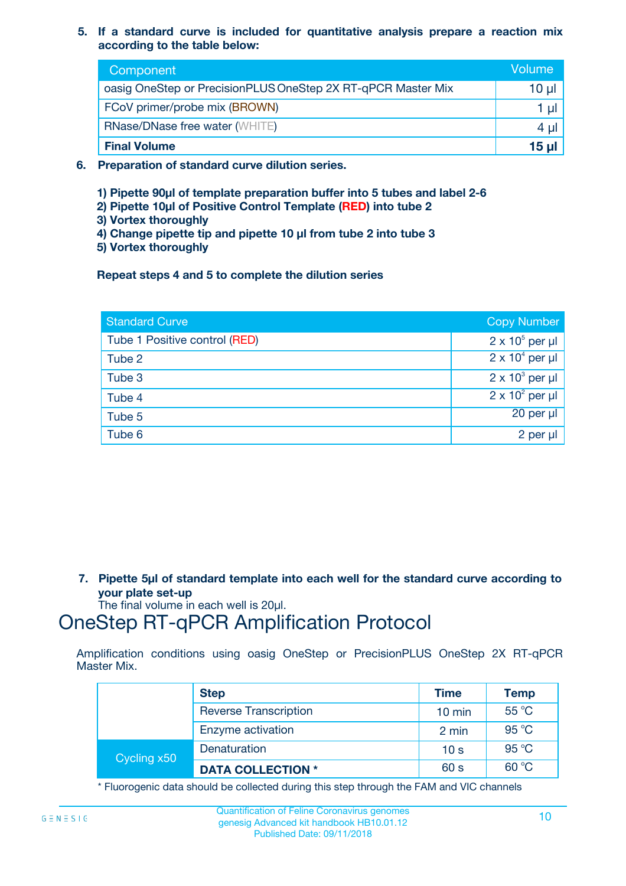5. **If a standard curve is included for quantitative analysis prepare a reaction mix according to the table below:**

| Component | Volume |
|---|---|
| oasig OneStep or PrecisionPLUS OneStep 2X RT-qPCR Master Mix | 10 µl |
| FCoV primer/probe mix (BROWN) | 1 µl |
| RNase/DNase free water (WHITE) | 4 µl |
| **Final Volume** | **15 µl** |

6. **Preparation of standard curve dilution series.**

   **1) Pipette 90µl of template preparation buffer into 5 tubes and label 2-6**
   **2) Pipette 10µl of Positive Control Template (RED) into tube 2**
   **3) Vortex thoroughly**
   **4) Change pipette tip and pipette 10 µl from tube 2 into tube 3**
   **5) Vortex thoroughly**

   **Repeat steps 4 and 5 to complete the dilution series**

| Standard Curve | Copy Number |
|---|---|
| Tube 1 Positive control (RED) | $2 \times 10^5$ per µl |
| Tube 2 | $2 \times 10^4$ per µl |
| Tube 3 | $2 \times 10^3$ per µl |
| Tube 4 | $2 \times 10^2$ per µl |
| Tube 5 | 20 per µl |
| Tube 6 | 2 per µl |

7. **Pipette 5µl of standard template into each well for the standard curve according to your plate set-up**
   The final volume in each well is 20µl.

# OneStep RT-qPCR Amplification Protocol

Amplification conditions using oasig OneStep or PrecisionPLUS OneStep 2X RT-qPCR Master Mix.

| | Step | Time | Temp |
|---|---|---|---|
| | Reverse Transcription | 10 min | 55 °C |
| | Enzyme activation | 2 min | 95 °C |
| Cycling x50 | Denaturation | 10 s | 95 °C |
| | **DATA COLLECTION *** | 60 s | 60 °C |

* Fluorogenic data should be collected during this step through the FAM and VIC channels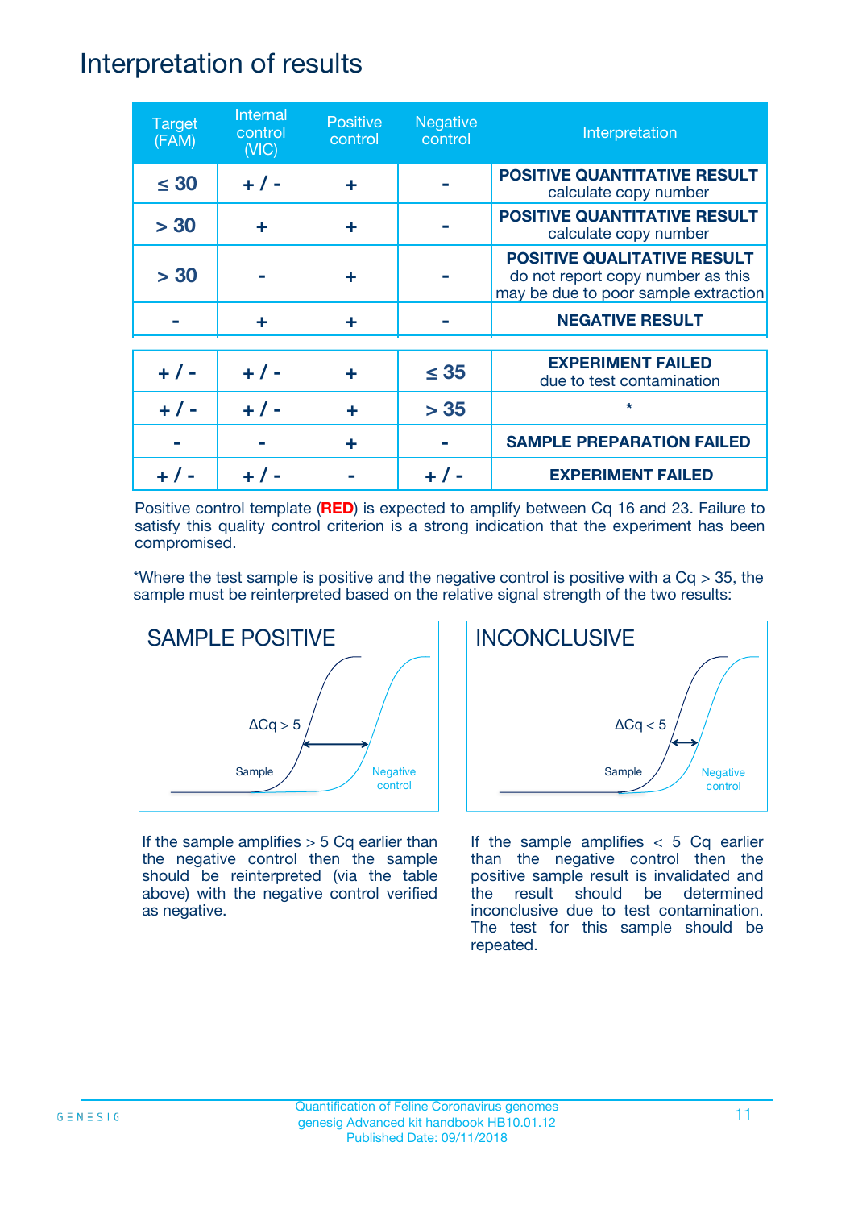# Interpretation of results

| Target (FAM) | Internal control (VIC) | Positive control | Negative control | Interpretation |
|---|---|---|---|---|
| ≤ 30 | + / - | + | - | **POSITIVE QUANTITATIVE RESULT** calculate copy number |
| > 30 | + | + | - | **POSITIVE QUANTITATIVE RESULT** calculate copy number |
| > 30 | - | + | - | **POSITIVE QUALITATIVE RESULT** do not report copy number as this may be due to poor sample extraction |
| - | + | + | - | **NEGATIVE RESULT** |
| + / - | + / - | + | ≤ 35 | **EXPERIMENT FAILED** due to test contamination |
| + / - | + / - | + | > 35 | * |
| - | - | + | - | **SAMPLE PREPARATION FAILED** |
| + / - | + / - | - | + / - | **EXPERIMENT FAILED** |

Positive control template (**RED**) is expected to amplify between Cq 16 and 23. Failure to satisfy this quality control criterion is a strong indication that the experiment has been compromised.

*Where the test sample is positive and the negative control is positive with a Cq > 35, the sample must be reinterpreted based on the relative signal strength of the two results:

**SAMPLE POSITIVE**

ΔCq > 5

Sample

Negative control

If the sample amplifies > 5 Cq earlier than the negative control then the sample should be reinterpreted (via the table above) with the negative control verified as negative.

**INCONCLUSIVE**

ΔCq < 5

Sample

Negative control

If the sample amplifies < 5 Cq earlier than the negative control then the positive sample result is invalidated and the result should be determined inconclusive due to test contamination. The test for this sample should be repeated.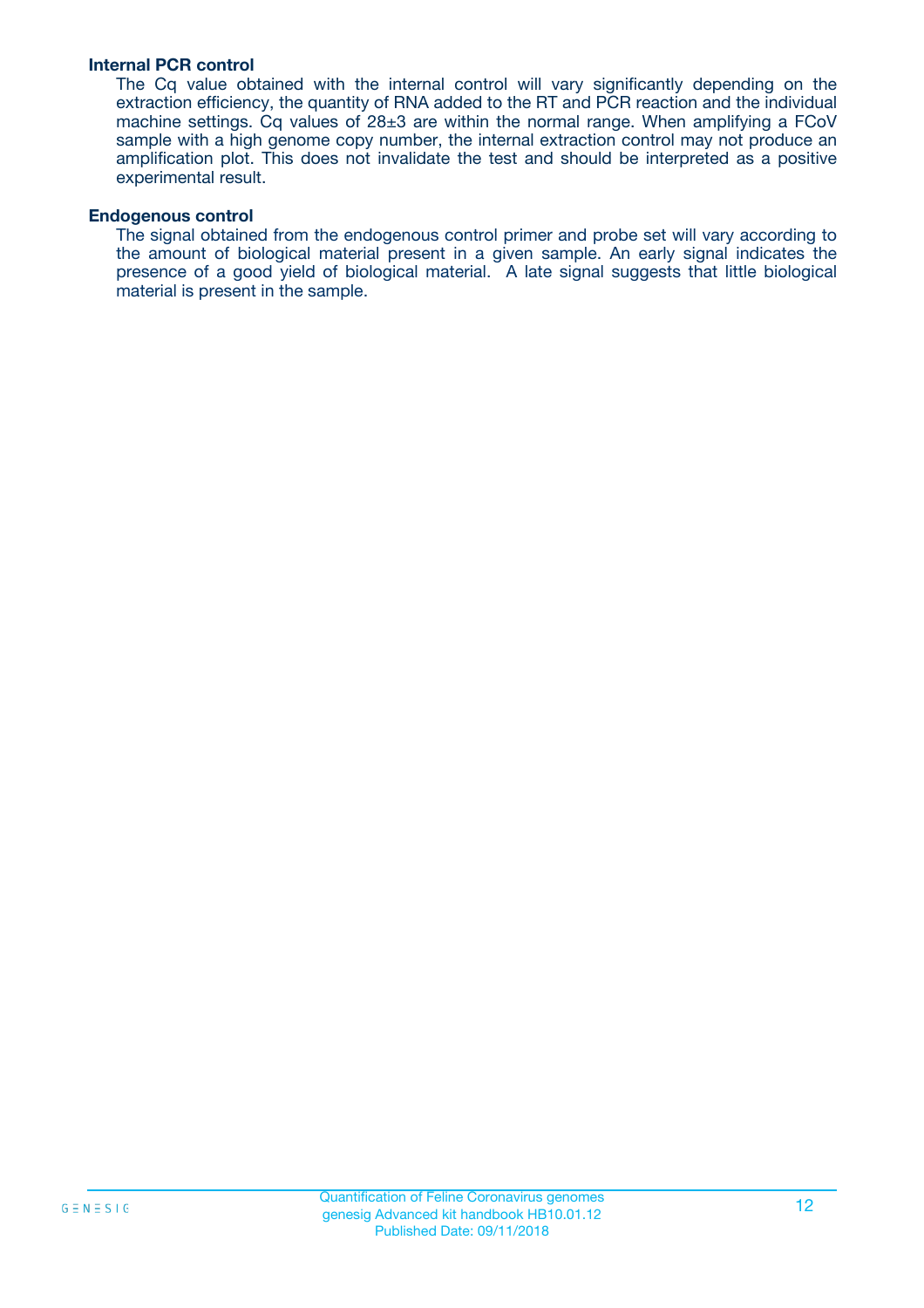### Internal PCR control

The Cq value obtained with the internal control will vary significantly depending on the extraction efficiency, the quantity of RNA added to the RT and PCR reaction and the individual machine settings. Cq values of $28 \pm 3$ are within the normal range. When amplifying a FCoV sample with a high genome copy number, the internal extraction control may not produce an amplification plot. This does not invalidate the test and should be interpreted as a positive experimental result.

### Endogenous control

The signal obtained from the endogenous control primer and probe set will vary according to the amount of biological material present in a given sample. An early signal indicates the presence of a good yield of biological material. A late signal suggests that little biological material is present in the sample.